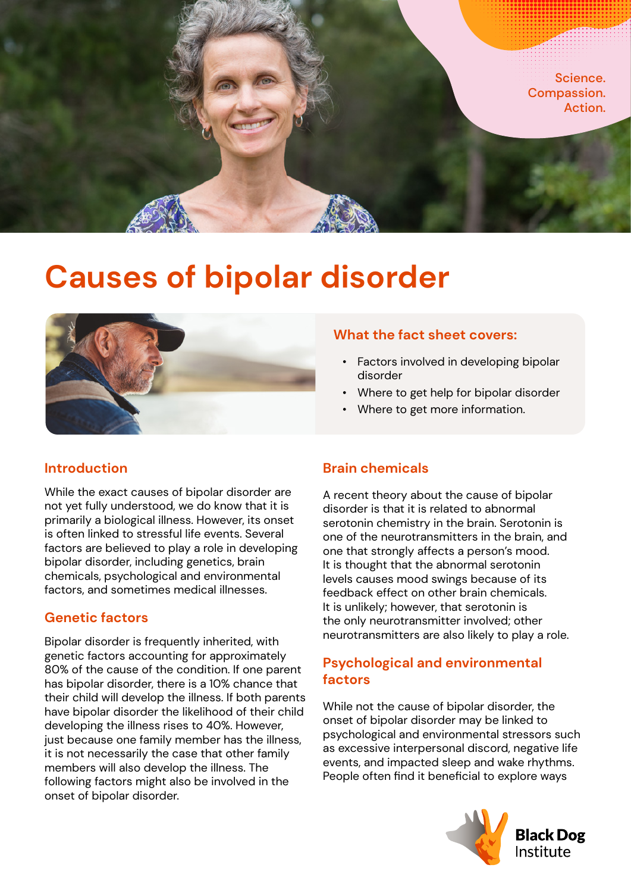Science.
Compassion.
Action.

# Causes of bipolar disorder

### What the fact sheet covers:

- Factors involved in developing bipolar disorder
- Where to get help for bipolar disorder
- Where to get more information.

## Introduction

While the exact causes of bipolar disorder are not yet fully understood, we do know that it is primarily a biological illness. However, its onset is often linked to stressful life events. Several factors are believed to play a role in developing bipolar disorder, including genetics, brain chemicals, psychological and environmental factors, and sometimes medical illnesses.

## Genetic factors

Bipolar disorder is frequently inherited, with genetic factors accounting for approximately 80% of the cause of the condition. If one parent has bipolar disorder, there is a 10% chance that their child will develop the illness. If both parents have bipolar disorder the likelihood of their child developing the illness rises to 40%. However, just because one family member has the illness, it is not necessarily the case that other family members will also develop the illness. The following factors might also be involved in the onset of bipolar disorder.

## Brain chemicals

A recent theory about the cause of bipolar disorder is that it is related to abnormal serotonin chemistry in the brain. Serotonin is one of the neurotransmitters in the brain, and one that strongly affects a person's mood. It is thought that the abnormal serotonin levels causes mood swings because of its feedback effect on other brain chemicals. It is unlikely; however, that serotonin is the only neurotransmitter involved; other neurotransmitters are also likely to play a role.

## Psychological and environmental factors

While not the cause of bipolar disorder, the onset of bipolar disorder may be linked to psychological and environmental stressors such as excessive interpersonal discord, negative life events, and impacted sleep and wake rhythms. People often find it beneficial to explore ways

Black Dog Institute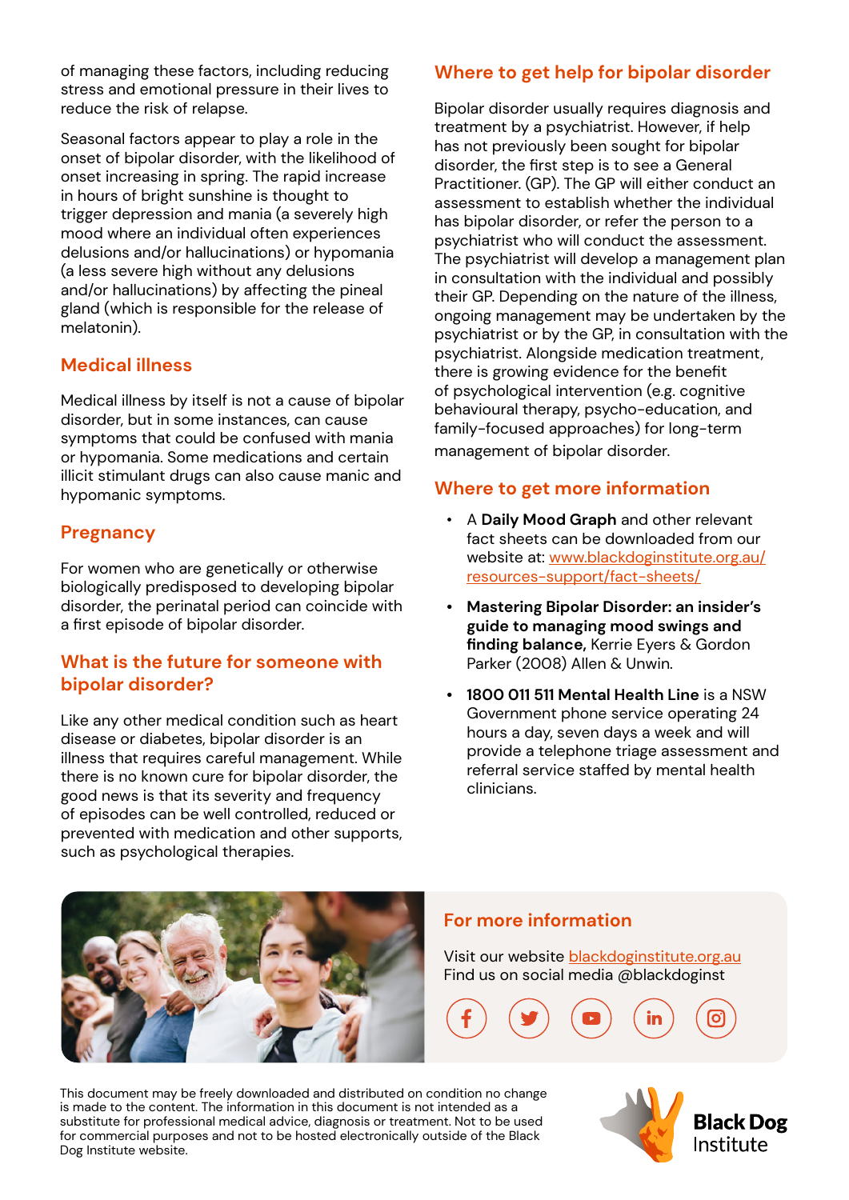of managing these factors, including reducing stress and emotional pressure in their lives to reduce the risk of relapse.

Seasonal factors appear to play a role in the onset of bipolar disorder, with the likelihood of onset increasing in spring. The rapid increase in hours of bright sunshine is thought to trigger depression and mania (a severely high mood where an individual often experiences delusions and/or hallucinations) or hypomania (a less severe high without any delusions and/or hallucinations) by affecting the pineal gland (which is responsible for the release of melatonin).

## Medical illness

Medical illness by itself is not a cause of bipolar disorder, but in some instances, can cause symptoms that could be confused with mania or hypomania. Some medications and certain illicit stimulant drugs can also cause manic and hypomanic symptoms.

## Pregnancy

For women who are genetically or otherwise biologically predisposed to developing bipolar disorder, the perinatal period can coincide with a first episode of bipolar disorder.

## What is the future for someone with bipolar disorder?

Like any other medical condition such as heart disease or diabetes, bipolar disorder is an illness that requires careful management. While there is no known cure for bipolar disorder, the good news is that its severity and frequency of episodes can be well controlled, reduced or prevented with medication and other supports, such as psychological therapies.

## Where to get help for bipolar disorder

Bipolar disorder usually requires diagnosis and treatment by a psychiatrist. However, if help has not previously been sought for bipolar disorder, the first step is to see a General Practitioner. (GP). The GP will either conduct an assessment to establish whether the individual has bipolar disorder, or refer the person to a psychiatrist who will conduct the assessment. The psychiatrist will develop a management plan in consultation with the individual and possibly their GP. Depending on the nature of the illness, ongoing management may be undertaken by the psychiatrist or by the GP, in consultation with the psychiatrist. Alongside medication treatment, there is growing evidence for the benefit of psychological intervention (e.g. cognitive behavioural therapy, psycho-education, and family-focused approaches) for long-term management of bipolar disorder.

## Where to get more information

- A **Daily Mood Graph** and other relevant fact sheets can be downloaded from our website at: www.blackdoginstitute.org.au/resources-support/fact-sheets/
- **Mastering Bipolar Disorder: an insider's guide to managing mood swings and finding balance,** Kerrie Eyers & Gordon Parker (2008) Allen & Unwin.
- **1800 011 511 Mental Health Line** is a NSW Government phone service operating 24 hours a day, seven days a week and will provide a telephone triage assessment and referral service staffed by mental health clinicians.

## For more information

Visit our website blackdoginstitute.org.au
Find us on social media @blackdoginst

This document may be freely downloaded and distributed on condition no change is made to the content. The information in this document is not intended as a substitute for professional medical advice, diagnosis or treatment. Not to be used for commercial purposes and not to be hosted electronically outside of the Black Dog Institute website.

Black Dog Institute